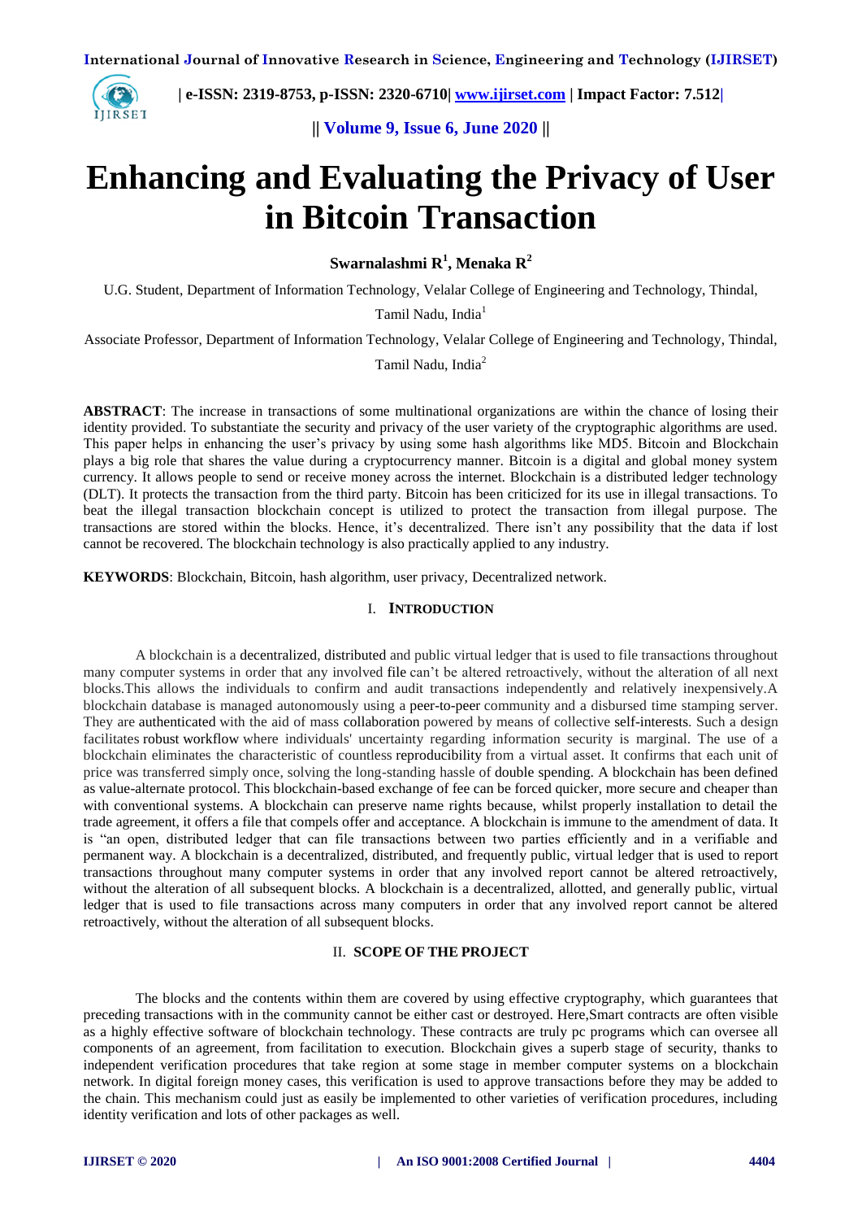# Enhancing and Evaluating the Privacy of User in Bitcoin Transaction

**Swarnalashmi R[1], Menaka R[2]**

U.G. Student, Department of Information Technology, Velalar College of Engineering and Technology, Thindal, Tamil Nadu, India[1]

Associate Professor, Department of Information Technology, Velalar College of Engineering and Technology, Thindal, Tamil Nadu, India[2]

**ABSTRACT**: The increase in transactions of some multinational organizations are within the chance of losing their identity provided. To substantiate the security and privacy of the user variety of the cryptographic algorithms are used. This paper helps in enhancing the user's privacy by using some hash algorithms like MD5. Bitcoin and Blockchain plays a big role that shares the value during a cryptocurrency manner. Bitcoin is a digital and global money system currency. It allows people to send or receive money across the internet. Blockchain is a distributed ledger technology (DLT). It protects the transaction from the third party. Bitcoin has been criticized for its use in illegal transactions. To beat the illegal transaction blockchain concept is utilized to protect the transaction from illegal purpose. The transactions are stored within the blocks. Hence, it's decentralized. There isn't any possibility that the data if lost cannot be recovered. The blockchain technology is also practically applied to any industry.

**KEYWORDS**: Blockchain, Bitcoin, hash algorithm, user privacy, Decentralized network.

## I. INTRODUCTION

A blockchain is a decentralized, distributed and public virtual ledger that is used to file transactions throughout many computer systems in order that any involved file can't be altered retroactively, without the alteration of all next blocks.This allows the individuals to confirm and audit transactions independently and relatively inexpensively.A blockchain database is managed autonomously using a peer-to-peer community and a disbursed time stamping server. They are authenticated with the aid of mass collaboration powered by means of collective self-interests. Such a design facilitates robust workflow where individuals' uncertainty regarding information security is marginal. The use of a blockchain eliminates the characteristic of countless reproducibility from a virtual asset. It confirms that each unit of price was transferred simply once, solving the long-standing hassle of double spending. A blockchain has been defined as value-alternate protocol. This blockchain-based exchange of fee can be forced quicker, more secure and cheaper than with conventional systems. A blockchain can preserve name rights because, whilst properly installation to detail the trade agreement, it offers a file that compels offer and acceptance. A blockchain is immune to the amendment of data. It is "an open, distributed ledger that can file transactions between two parties efficiently and in a verifiable and permanent way. A blockchain is a decentralized, distributed, and frequently public, virtual ledger that is used to report transactions throughout many computer systems in order that any involved report cannot be altered retroactively, without the alteration of all subsequent blocks. A blockchain is a decentralized, allotted, and generally public, virtual ledger that is used to file transactions across many computers in order that any involved report cannot be altered retroactively, without the alteration of all subsequent blocks.

## II. SCOPE OF THE PROJECT

The blocks and the contents within them are covered by using effective cryptography, which guarantees that preceding transactions with in the community cannot be either cast or destroyed. Here,Smart contracts are often visible as a highly effective software of blockchain technology. These contracts are truly pc programs which can oversee all components of an agreement, from facilitation to execution. Blockchain gives a superb stage of security, thanks to independent verification procedures that take region at some stage in member computer systems on a blockchain network. In digital foreign money cases, this verification is used to approve transactions before they may be added to the chain. This mechanism could just as easily be implemented to other varieties of verification procedures, including identity verification and lots of other packages as well.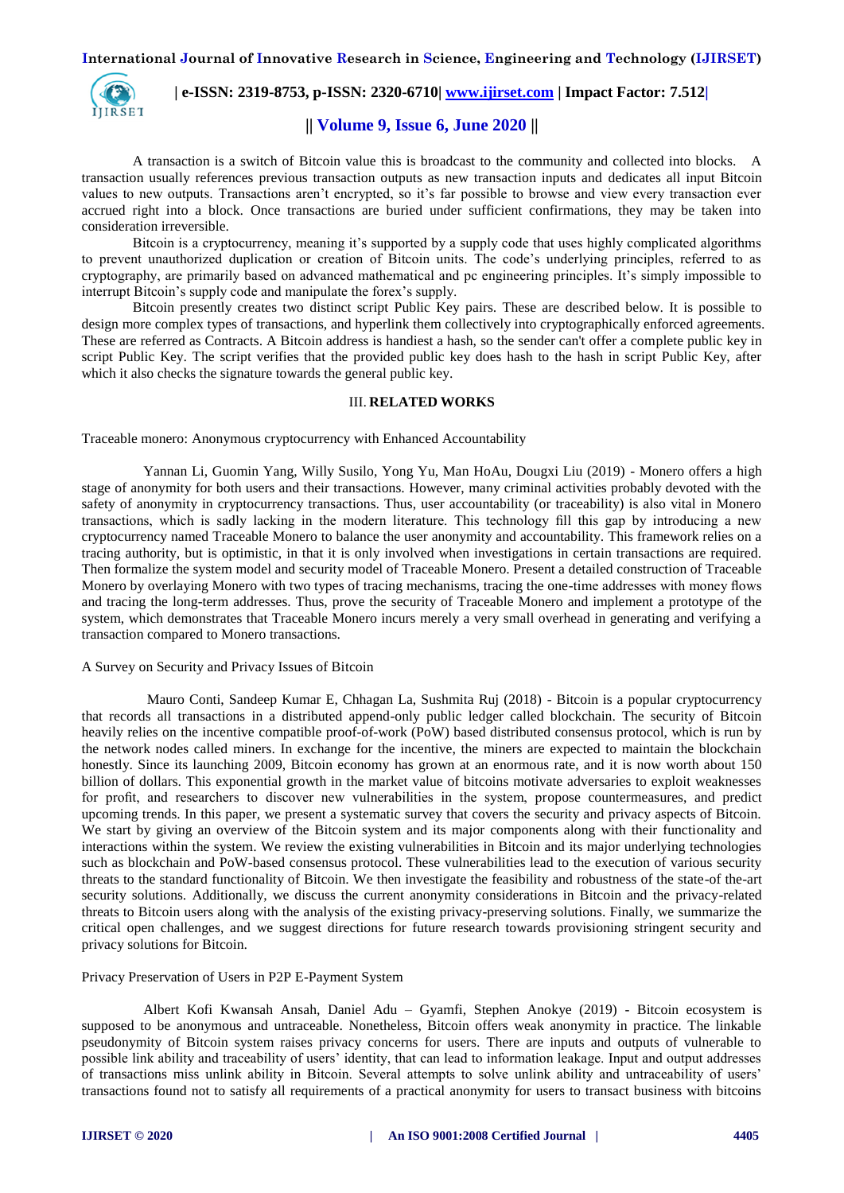A transaction is a switch of Bitcoin value this is broadcast to the community and collected into blocks. A transaction usually references previous transaction outputs as new transaction inputs and dedicates all input Bitcoin values to new outputs. Transactions aren't encrypted, so it's far possible to browse and view every transaction ever accrued right into a block. Once transactions are buried under sufficient confirmations, they may be taken into consideration irreversible.

Bitcoin is a cryptocurrency, meaning it's supported by a supply code that uses highly complicated algorithms to prevent unauthorized duplication or creation of Bitcoin units. The code's underlying principles, referred to as cryptography, are primarily based on advanced mathematical and pc engineering principles. It's simply impossible to interrupt Bitcoin's supply code and manipulate the forex's supply.

Bitcoin presently creates two distinct script Public Key pairs. These are described below. It is possible to design more complex types of transactions, and hyperlink them collectively into cryptographically enforced agreements. These are referred as Contracts. A Bitcoin address is handiest a hash, so the sender can't offer a complete public key in script Public Key. The script verifies that the provided public key does hash to the hash in script Public Key, after which it also checks the signature towards the general public key.

## III. RELATED WORKS

Traceable monero: Anonymous cryptocurrency with Enhanced Accountability

Yannan Li, Guomin Yang, Willy Susilo, Yong Yu, Man HoAu, Dougxi Liu (2019) - Monero offers a high stage of anonymity for both users and their transactions. However, many criminal activities probably devoted with the safety of anonymity in cryptocurrency transactions. Thus, user accountability (or traceability) is also vital in Monero transactions, which is sadly lacking in the modern literature. This technology fill this gap by introducing a new cryptocurrency named Traceable Monero to balance the user anonymity and accountability. This framework relies on a tracing authority, but is optimistic, in that it is only involved when investigations in certain transactions are required. Then formalize the system model and security model of Traceable Monero. Present a detailed construction of Traceable Monero by overlaying Monero with two types of tracing mechanisms, tracing the one-time addresses with money flows and tracing the long-term addresses. Thus, prove the security of Traceable Monero and implement a prototype of the system, which demonstrates that Traceable Monero incurs merely a very small overhead in generating and verifying a transaction compared to Monero transactions.

A Survey on Security and Privacy Issues of Bitcoin

Mauro Conti, Sandeep Kumar E, Chhagan La, Sushmita Ruj (2018) - Bitcoin is a popular cryptocurrency that records all transactions in a distributed append-only public ledger called blockchain. The security of Bitcoin heavily relies on the incentive compatible proof-of-work (PoW) based distributed consensus protocol, which is run by the network nodes called miners. In exchange for the incentive, the miners are expected to maintain the blockchain honestly. Since its launching 2009, Bitcoin economy has grown at an enormous rate, and it is now worth about 150 billion of dollars. This exponential growth in the market value of bitcoins motivate adversaries to exploit weaknesses for profit, and researchers to discover new vulnerabilities in the system, propose countermeasures, and predict upcoming trends. In this paper, we present a systematic survey that covers the security and privacy aspects of Bitcoin. We start by giving an overview of the Bitcoin system and its major components along with their functionality and interactions within the system. We review the existing vulnerabilities in Bitcoin and its major underlying technologies such as blockchain and PoW-based consensus protocol. These vulnerabilities lead to the execution of various security threats to the standard functionality of Bitcoin. We then investigate the feasibility and robustness of the state-of the-art security solutions. Additionally, we discuss the current anonymity considerations in Bitcoin and the privacy-related threats to Bitcoin users along with the analysis of the existing privacy-preserving solutions. Finally, we summarize the critical open challenges, and we suggest directions for future research towards provisioning stringent security and privacy solutions for Bitcoin.

Privacy Preservation of Users in P2P E-Payment System

Albert Kofi Kwansah Ansah, Daniel Adu – Gyamfi, Stephen Anokye (2019) - Bitcoin ecosystem is supposed to be anonymous and untraceable. Nonetheless, Bitcoin offers weak anonymity in practice. The linkable pseudonymity of Bitcoin system raises privacy concerns for users. There are inputs and outputs of vulnerable to possible link ability and traceability of users' identity, that can lead to information leakage. Input and output addresses of transactions miss unlink ability in Bitcoin. Several attempts to solve unlink ability and untraceability of users' transactions found not to satisfy all requirements of a practical anonymity for users to transact business with bitcoins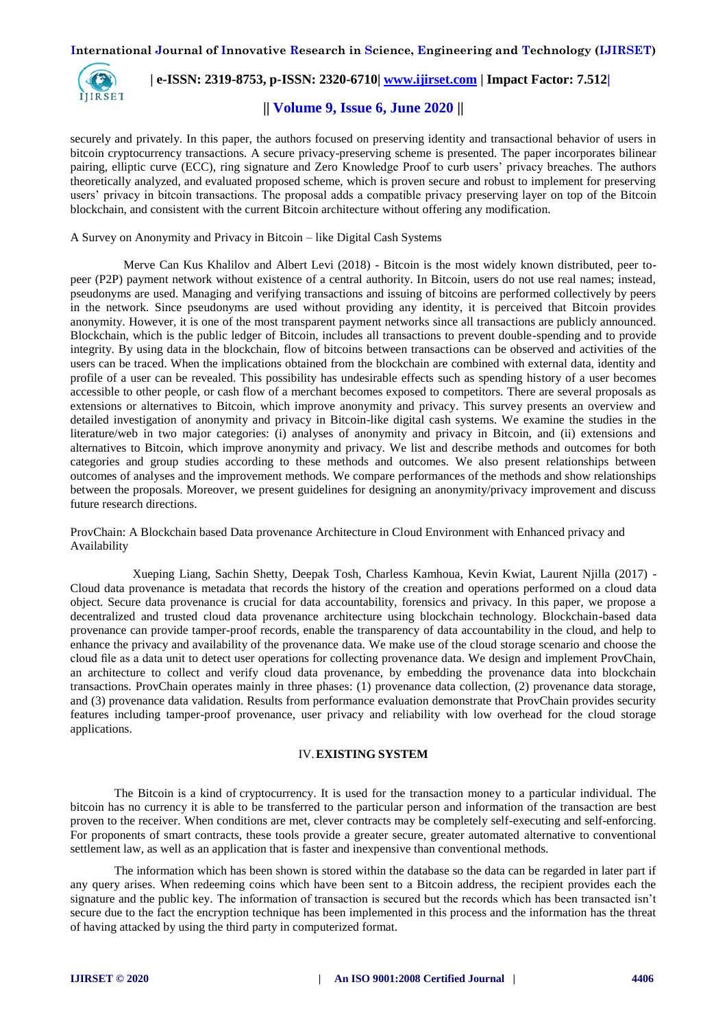securely and privately. In this paper, the authors focused on preserving identity and transactional behavior of users in bitcoin cryptocurrency transactions. A secure privacy-preserving scheme is presented. The paper incorporates bilinear pairing, elliptic curve (ECC), ring signature and Zero Knowledge Proof to curb users' privacy breaches. The authors theoretically analyzed, and evaluated proposed scheme, which is proven secure and robust to implement for preserving users' privacy in bitcoin transactions. The proposal adds a compatible privacy preserving layer on top of the Bitcoin blockchain, and consistent with the current Bitcoin architecture without offering any modification.

A Survey on Anonymity and Privacy in Bitcoin – like Digital Cash Systems

Merve Can Kus Khalilov and Albert Levi (2018) - Bitcoin is the most widely known distributed, peer to-peer (P2P) payment network without existence of a central authority. In Bitcoin, users do not use real names; instead, pseudonyms are used. Managing and verifying transactions and issuing of bitcoins are performed collectively by peers in the network. Since pseudonyms are used without providing any identity, it is perceived that Bitcoin provides anonymity. However, it is one of the most transparent payment networks since all transactions are publicly announced. Blockchain, which is the public ledger of Bitcoin, includes all transactions to prevent double-spending and to provide integrity. By using data in the blockchain, flow of bitcoins between transactions can be observed and activities of the users can be traced. When the implications obtained from the blockchain are combined with external data, identity and profile of a user can be revealed. This possibility has undesirable effects such as spending history of a user becomes accessible to other people, or cash flow of a merchant becomes exposed to competitors. There are several proposals as extensions or alternatives to Bitcoin, which improve anonymity and privacy. This survey presents an overview and detailed investigation of anonymity and privacy in Bitcoin-like digital cash systems. We examine the studies in the literature/web in two major categories: (i) analyses of anonymity and privacy in Bitcoin, and (ii) extensions and alternatives to Bitcoin, which improve anonymity and privacy. We list and describe methods and outcomes for both categories and group studies according to these methods and outcomes. We also present relationships between outcomes of analyses and the improvement methods. We compare performances of the methods and show relationships between the proposals. Moreover, we present guidelines for designing an anonymity/privacy improvement and discuss future research directions.

ProvChain: A Blockchain based Data provenance Architecture in Cloud Environment with Enhanced privacy and Availability

Xueping Liang, Sachin Shetty, Deepak Tosh, Charless Kamhoua, Kevin Kwiat, Laurent Njilla (2017) - Cloud data provenance is metadata that records the history of the creation and operations performed on a cloud data object. Secure data provenance is crucial for data accountability, forensics and privacy. In this paper, we propose a decentralized and trusted cloud data provenance architecture using blockchain technology. Blockchain-based data provenance can provide tamper-proof records, enable the transparency of data accountability in the cloud, and help to enhance the privacy and availability of the provenance data. We make use of the cloud storage scenario and choose the cloud file as a data unit to detect user operations for collecting provenance data. We design and implement ProvChain, an architecture to collect and verify cloud data provenance, by embedding the provenance data into blockchain transactions. ProvChain operates mainly in three phases: (1) provenance data collection, (2) provenance data storage, and (3) provenance data validation. Results from performance evaluation demonstrate that ProvChain provides security features including tamper-proof provenance, user privacy and reliability with low overhead for the cloud storage applications.

## IV. EXISTING SYSTEM

The Bitcoin is a kind of cryptocurrency. It is used for the transaction money to a particular individual. The bitcoin has no currency it is able to be transferred to the particular person and information of the transaction are best proven to the receiver. When conditions are met, clever contracts may be completely self-executing and self-enforcing. For proponents of smart contracts, these tools provide a greater secure, greater automated alternative to conventional settlement law, as well as an application that is faster and inexpensive than conventional methods.

The information which has been shown is stored within the database so the data can be regarded in later part if any query arises. When redeeming coins which have been sent to a Bitcoin address, the recipient provides each the signature and the public key. The information of transaction is secured but the records which has been transacted isn't secure due to the fact the encryption technique has been implemented in this process and the information has the threat of having attacked by using the third party in computerized format.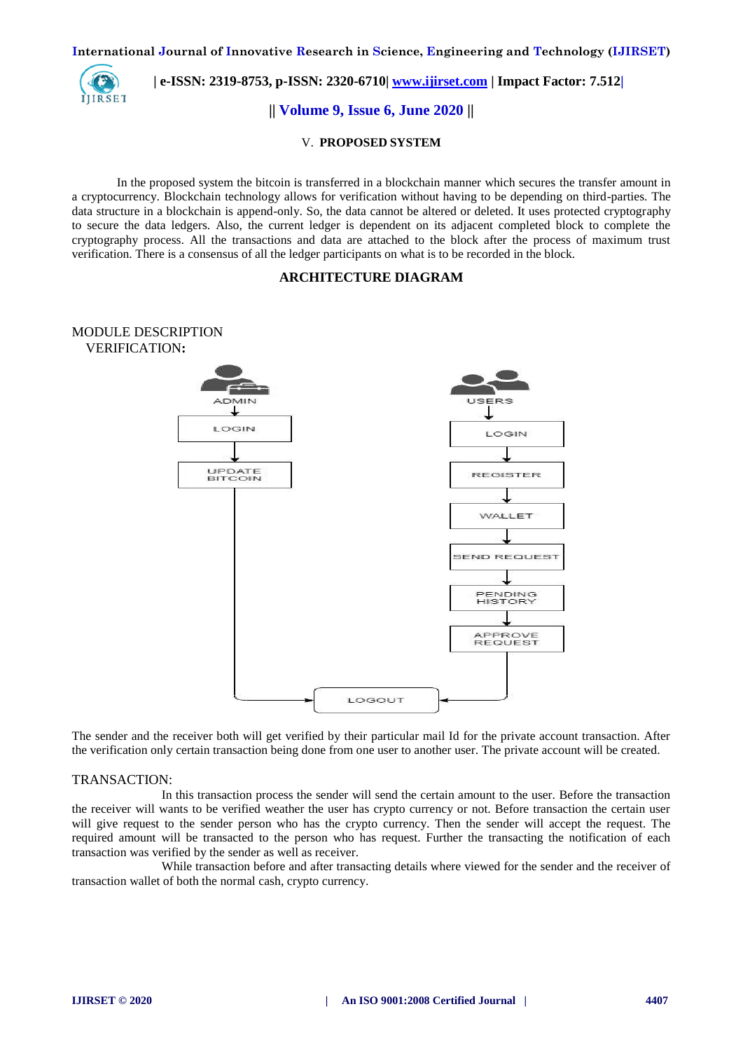## V. PROPOSED SYSTEM

In the proposed system the bitcoin is transferred in a blockchain manner which secures the transfer amount in a cryptocurrency. Blockchain technology allows for verification without having to be depending on third-parties. The data structure in a blockchain is append-only. So, the data cannot be altered or deleted. It uses protected cryptography to secure the data ledgers. Also, the current ledger is dependent on its adjacent completed block to complete the cryptography process. All the transactions and data are attached to the block after the process of maximum trust verification. There is a consensus of all the ledger participants on what is to be recorded in the block.

### ARCHITECTURE DIAGRAM

MODULE DESCRIPTION

VERIFICATION:

ADMIN → LOGIN → UPDATE BITCOIN → LOGOUT

USERS → LOGIN → REGISTER → WALLET → SEND REQUEST → PENDING HISTORY → APPROVE REQUEST → LOGOUT

The sender and the receiver both will get verified by their particular mail Id for the private account transaction. After the verification only certain transaction being done from one user to another user. The private account will be created.

TRANSACTION:

In this transaction process the sender will send the certain amount to the user. Before the transaction the receiver will wants to be verified weather the user has crypto currency or not. Before transaction the certain user will give request to the sender person who has the crypto currency. Then the sender will accept the request. The required amount will be transacted to the person who has request. Further the transacting the notification of each transaction was verified by the sender as well as receiver.

While transaction before and after transacting details where viewed for the sender and the receiver of transaction wallet of both the normal cash, crypto currency.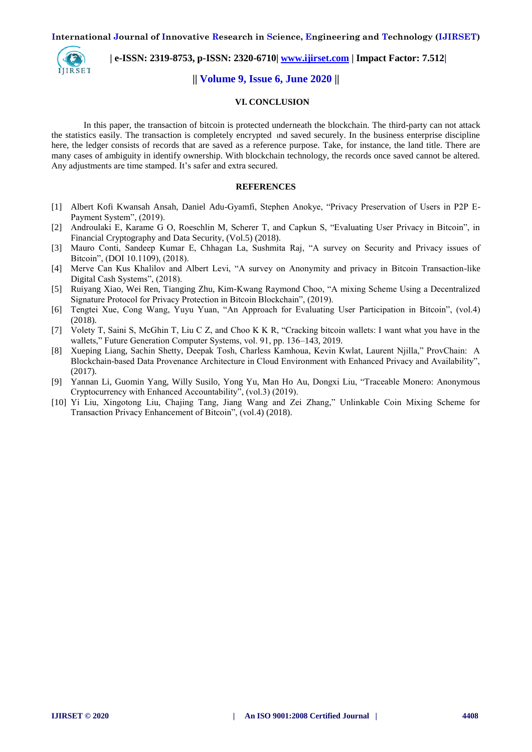## VI. CONCLUSION

In this paper, the transaction of bitcoin is protected underneath the blockchain. The third-party can not attack the statistics easily. The transaction is completely encrypted ınd saved securely. In the business enterprise discipline here, the ledger consists of records that are saved as a reference purpose. Take, for instance, the land title. There are many cases of ambiguity in identify ownership. With blockchain technology, the records once saved cannot be altered. Any adjustments are time stamped. It's safer and extra secured.

## REFERENCES

[1] Albert Kofi Kwansah Ansah, Daniel Adu-Gyamfi, Stephen Anokye, "Privacy Preservation of Users in P2P E-Payment System", (2019).

[2] Androulaki E, Karame G O, Roeschlin M, Scherer T, and Capkun S, "Evaluating User Privacy in Bitcoin", in Financial Cryptography and Data Security, (Vol.5) (2018).

[3] Mauro Conti, Sandeep Kumar E, Chhagan La, Sushmita Raj, "A survey on Security and Privacy issues of Bitcoin", (DOI 10.1109), (2018).

[4] Merve Can Kus Khalilov and Albert Levi, "A survey on Anonymity and privacy in Bitcoin Transaction-like Digital Cash Systems", (2018).

[5] Ruiyang Xiao, Wei Ren, Tianging Zhu, Kim-Kwang Raymond Choo, "A mixing Scheme Using a Decentralized Signature Protocol for Privacy Protection in Bitcoin Blockchain", (2019).

[6] Tengtei Xue, Cong Wang, Yuyu Yuan, "An Approach for Evaluating User Participation in Bitcoin", (vol.4) (2018).

[7] Volety T, Saini S, McGhin T, Liu C Z, and Choo K K R, "Cracking bitcoin wallets: I want what you have in the wallets," Future Generation Computer Systems, vol. 91, pp. 136–143, 2019.

[8] Xueping Liang, Sachin Shetty, Deepak Tosh, Charless Kamhoua, Kevin Kwlat, Laurent Njilla," ProvChain: A Blockchain-based Data Provenance Architecture in Cloud Environment with Enhanced Privacy and Availability", (2017).

[9] Yannan Li, Guomin Yang, Willy Susilo, Yong Yu, Man Ho Au, Dongxi Liu, "Traceable Monero: Anonymous Cryptocurrency with Enhanced Accountability", (vol.3) (2019).

[10] Yi Liu, Xingotong Liu, Chajing Tang, Jiang Wang and Zei Zhang," Unlinkable Coin Mixing Scheme for Transaction Privacy Enhancement of Bitcoin", (vol.4) (2018).